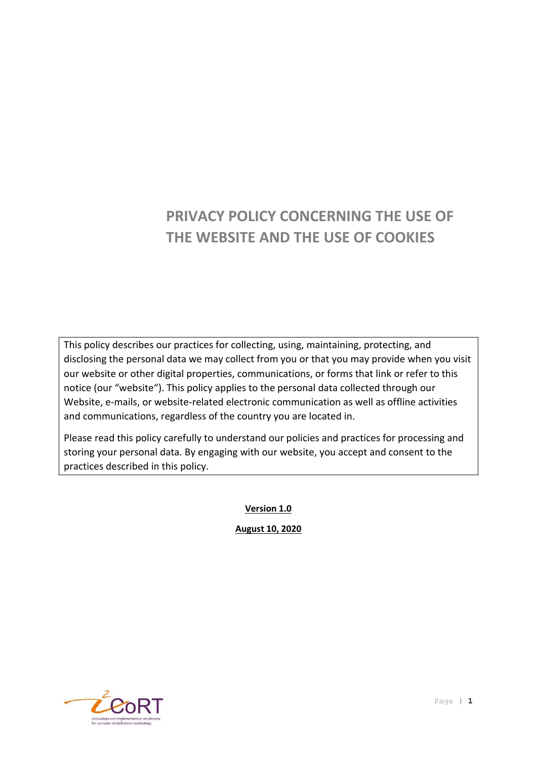# PRIVACY POLICY CONCERNING THE USE OF THE WEBSITE AND THE USE OF COOKIES

This policy describes our practices for collecting, using, maintaining, protecting, and disclosing the personal data we may collect from you or that you may provide when you visit our website or other digital properties, communications, or forms that link or refer to this notice (our "website"). This policy applies to the personal data collected through our Website, e-mails, or website-related electronic communication as well as offline activities and communications, regardless of the country you are located in.

Please read this policy carefully to understand our policies and practices for processing and storing your personal data. By engaging with our website, you accept and consent to the practices described in this policy.

**Version 1.0**

**August 10, 2020**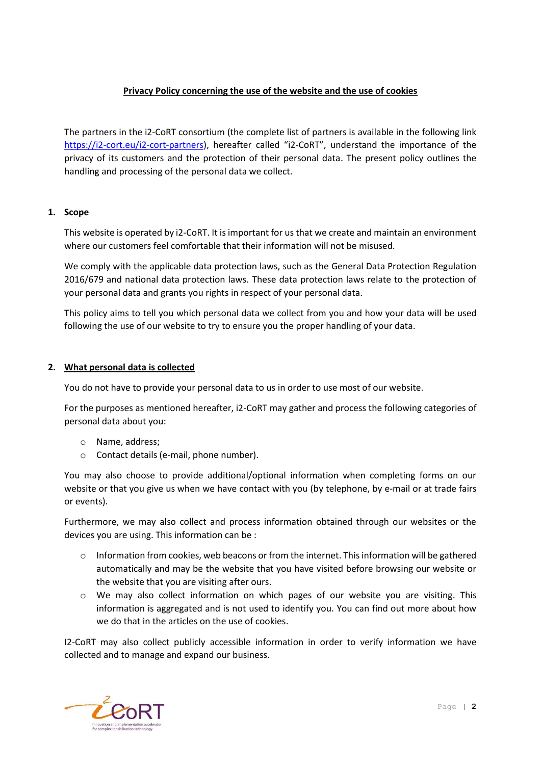**Privacy Policy concerning the use of the website and the use of cookies**

The partners in the i2-CoRT consortium (the complete list of partners is available in the following link https://i2-cort.eu/i2-cort-partners), hereafter called "i2-CoRT", understand the importance of the privacy of its customers and the protection of their personal data. The present policy outlines the handling and processing of the personal data we collect.

## 1. Scope

This website is operated by i2-CoRT. It is important for us that we create and maintain an environment where our customers feel comfortable that their information will not be misused.

We comply with the applicable data protection laws, such as the General Data Protection Regulation 2016/679 and national data protection laws. These data protection laws relate to the protection of your personal data and grants you rights in respect of your personal data.

This policy aims to tell you which personal data we collect from you and how your data will be used following the use of our website to try to ensure you the proper handling of your data.

## 2. What personal data is collected

You do not have to provide your personal data to us in order to use most of our website.

For the purposes as mentioned hereafter, i2-CoRT may gather and process the following categories of personal data about you:

- Name, address;
- Contact details (e-mail, phone number).

You may also choose to provide additional/optional information when completing forms on our website or that you give us when we have contact with you (by telephone, by e-mail or at trade fairs or events).

Furthermore, we may also collect and process information obtained through our websites or the devices you are using. This information can be :

- Information from cookies, web beacons or from the internet. This information will be gathered automatically and may be the website that you have visited before browsing our website or the website that you are visiting after ours.
- We may also collect information on which pages of our website you are visiting. This information is aggregated and is not used to identify you. You can find out more about how we do that in the articles on the use of cookies.

I2-CoRT may also collect publicly accessible information in order to verify information we have collected and to manage and expand our business.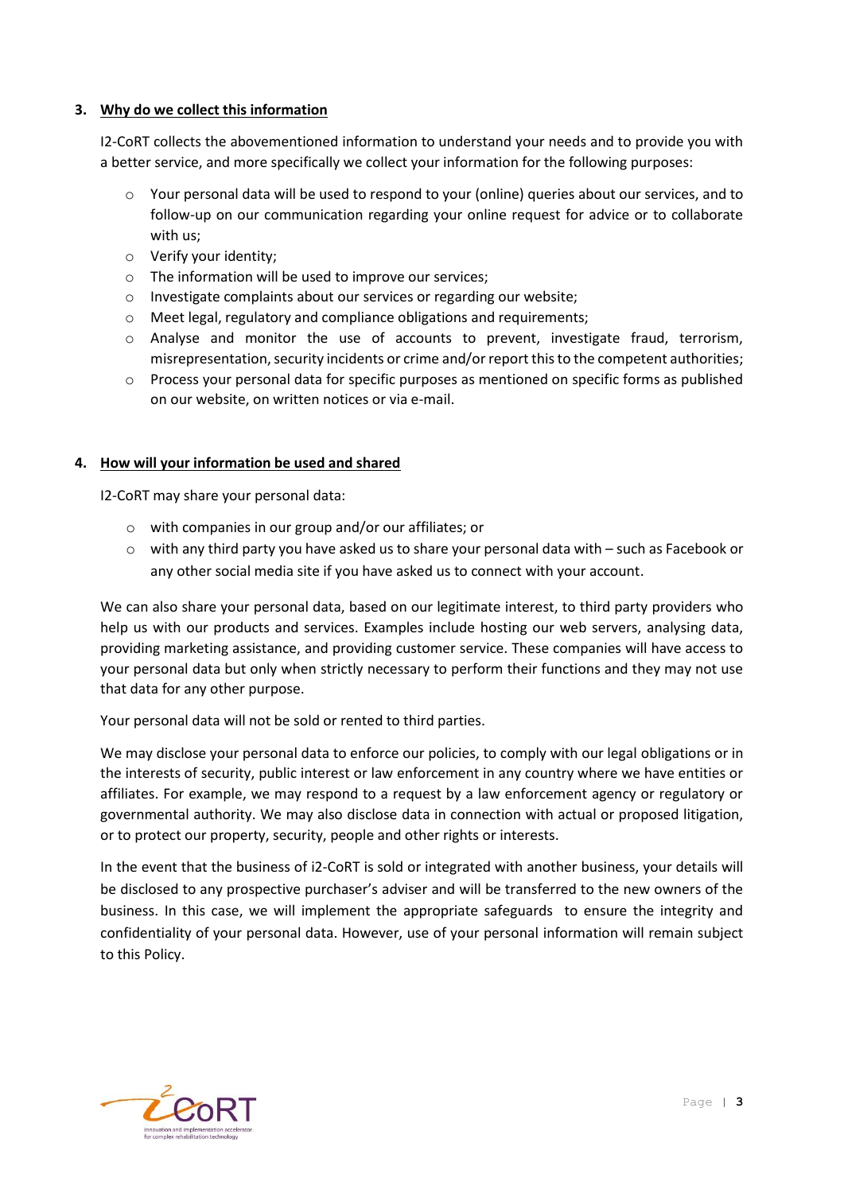## 3. Why do we collect this information

I2-CoRT collects the abovementioned information to understand your needs and to provide you with a better service, and more specifically we collect your information for the following purposes:

- Your personal data will be used to respond to your (online) queries about our services, and to follow-up on our communication regarding your online request for advice or to collaborate with us;
- Verify your identity;
- The information will be used to improve our services;
- Investigate complaints about our services or regarding our website;
- Meet legal, regulatory and compliance obligations and requirements;
- Analyse and monitor the use of accounts to prevent, investigate fraud, terrorism, misrepresentation, security incidents or crime and/or report this to the competent authorities;
- Process your personal data for specific purposes as mentioned on specific forms as published on our website, on written notices or via e-mail.

## 4. How will your information be used and shared

I2-CoRT may share your personal data:

- with companies in our group and/or our affiliates; or
- with any third party you have asked us to share your personal data with – such as Facebook or any other social media site if you have asked us to connect with your account.

We can also share your personal data, based on our legitimate interest, to third party providers who help us with our products and services. Examples include hosting our web servers, analysing data, providing marketing assistance, and providing customer service. These companies will have access to your personal data but only when strictly necessary to perform their functions and they may not use that data for any other purpose.

Your personal data will not be sold or rented to third parties.

We may disclose your personal data to enforce our policies, to comply with our legal obligations or in the interests of security, public interest or law enforcement in any country where we have entities or affiliates. For example, we may respond to a request by a law enforcement agency or regulatory or governmental authority. We may also disclose data in connection with actual or proposed litigation, or to protect our property, security, people and other rights or interests.

In the event that the business of i2-CoRT is sold or integrated with another business, your details will be disclosed to any prospective purchaser's adviser and will be transferred to the new owners of the business. In this case, we will implement the appropriate safeguards to ensure the integrity and confidentiality of your personal data. However, use of your personal information will remain subject to this Policy.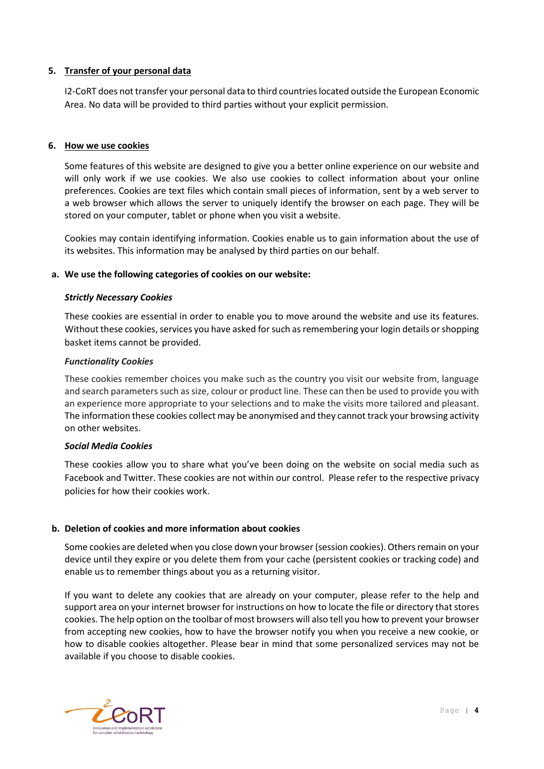## 5. Transfer of your personal data

I2-CoRT does not transfer your personal data to third countries located outside the European Economic Area. No data will be provided to third parties without your explicit permission.

## 6. How we use cookies

Some features of this website are designed to give you a better online experience on our website and will only work if we use cookies. We also use cookies to collect information about your online preferences. Cookies are text files which contain small pieces of information, sent by a web server to a web browser which allows the server to uniquely identify the browser on each page. They will be stored on your computer, tablet or phone when you visit a website.

Cookies may contain identifying information. Cookies enable us to gain information about the use of its websites. This information may be analysed by third parties on our behalf.

### a. We use the following categories of cookies on our website:

***Strictly Necessary Cookies***

These cookies are essential in order to enable you to move around the website and use its features. Without these cookies, services you have asked for such as remembering your login details or shopping basket items cannot be provided.

***Functionality Cookies***

These cookies remember choices you make such as the country you visit our website from, language and search parameters such as size, colour or product line. These can then be used to provide you with an experience more appropriate to your selections and to make the visits more tailored and pleasant. The information these cookies collect may be anonymised and they cannot track your browsing activity on other websites.

***Social Media Cookies***

These cookies allow you to share what you've been doing on the website on social media such as Facebook and Twitter. These cookies are not within our control. Please refer to the respective privacy policies for how their cookies work.

### b. Deletion of cookies and more information about cookies

Some cookies are deleted when you close down your browser (session cookies). Others remain on your device until they expire or you delete them from your cache (persistent cookies or tracking code) and enable us to remember things about you as a returning visitor.

If you want to delete any cookies that are already on your computer, please refer to the help and support area on your internet browser for instructions on how to locate the file or directory that stores cookies. The help option on the toolbar of most browsers will also tell you how to prevent your browser from accepting new cookies, how to have the browser notify you when you receive a new cookie, or how to disable cookies altogether. Please bear in mind that some personalized services may not be available if you choose to disable cookies.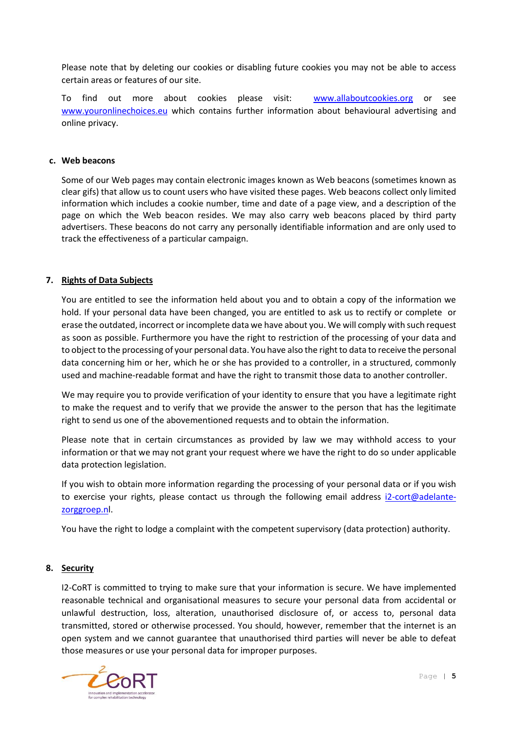Please note that by deleting our cookies or disabling future cookies you may not be able to access certain areas or features of our site.

To find out more about cookies please visit: www.allaboutcookies.org or see www.youronlinechoices.eu which contains further information about behavioural advertising and online privacy.

**c. Web beacons**

Some of our Web pages may contain electronic images known as Web beacons (sometimes known as clear gifs) that allow us to count users who have visited these pages. Web beacons collect only limited information which includes a cookie number, time and date of a page view, and a description of the page on which the Web beacon resides. We may also carry web beacons placed by third party advertisers. These beacons do not carry any personally identifiable information and are only used to track the effectiveness of a particular campaign.

## 7. Rights of Data Subjects

You are entitled to see the information held about you and to obtain a copy of the information we hold. If your personal data have been changed, you are entitled to ask us to rectify or complete or erase the outdated, incorrect or incomplete data we have about you. We will comply with such request as soon as possible. Furthermore you have the right to restriction of the processing of your data and to object to the processing of your personal data. You have also the right to data to receive the personal data concerning him or her, which he or she has provided to a controller, in a structured, commonly used and machine-readable format and have the right to transmit those data to another controller.

We may require you to provide verification of your identity to ensure that you have a legitimate right to make the request and to verify that we provide the answer to the person that has the legitimate right to send us one of the abovementioned requests and to obtain the information.

Please note that in certain circumstances as provided by law we may withhold access to your information or that we may not grant your request where we have the right to do so under applicable data protection legislation.

If you wish to obtain more information regarding the processing of your personal data or if you wish to exercise your rights, please contact us through the following email address i2-cort@adelante-zorggroep.nl.

You have the right to lodge a complaint with the competent supervisory (data protection) authority.

## 8. Security

I2-CoRT is committed to trying to make sure that your information is secure. We have implemented reasonable technical and organisational measures to secure your personal data from accidental or unlawful destruction, loss, alteration, unauthorised disclosure of, or access to, personal data transmitted, stored or otherwise processed. You should, however, remember that the internet is an open system and we cannot guarantee that unauthorised third parties will never be able to defeat those measures or use your personal data for improper purposes.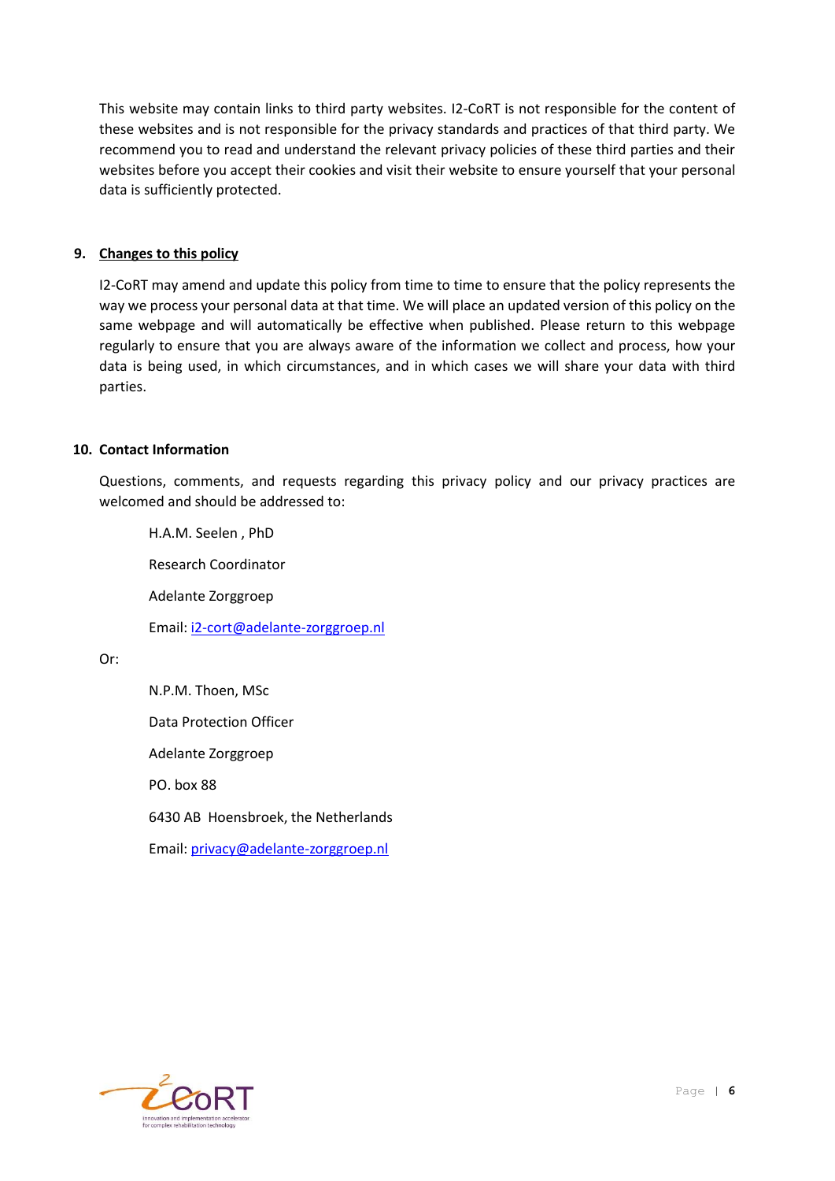This website may contain links to third party websites. I2-CoRT is not responsible for the content of these websites and is not responsible for the privacy standards and practices of that third party. We recommend you to read and understand the relevant privacy policies of these third parties and their websites before you accept their cookies and visit their website to ensure yourself that your personal data is sufficiently protected.

## 9. Changes to this policy

I2-CoRT may amend and update this policy from time to time to ensure that the policy represents the way we process your personal data at that time. We will place an updated version of this policy on the same webpage and will automatically be effective when published. Please return to this webpage regularly to ensure that you are always aware of the information we collect and process, how your data is being used, in which circumstances, and in which cases we will share your data with third parties.

## 10. Contact Information

Questions, comments, and requests regarding this privacy policy and our privacy practices are welcomed and should be addressed to:

H.A.M. Seelen , PhD

Research Coordinator

Adelante Zorggroep

Email: i2-cort@adelante-zorggroep.nl

Or:

N.P.M. Thoen, MSc

Data Protection Officer

Adelante Zorggroep

PO. box 88

6430 AB Hoensbroek, the Netherlands

Email: privacy@adelante-zorggroep.nl